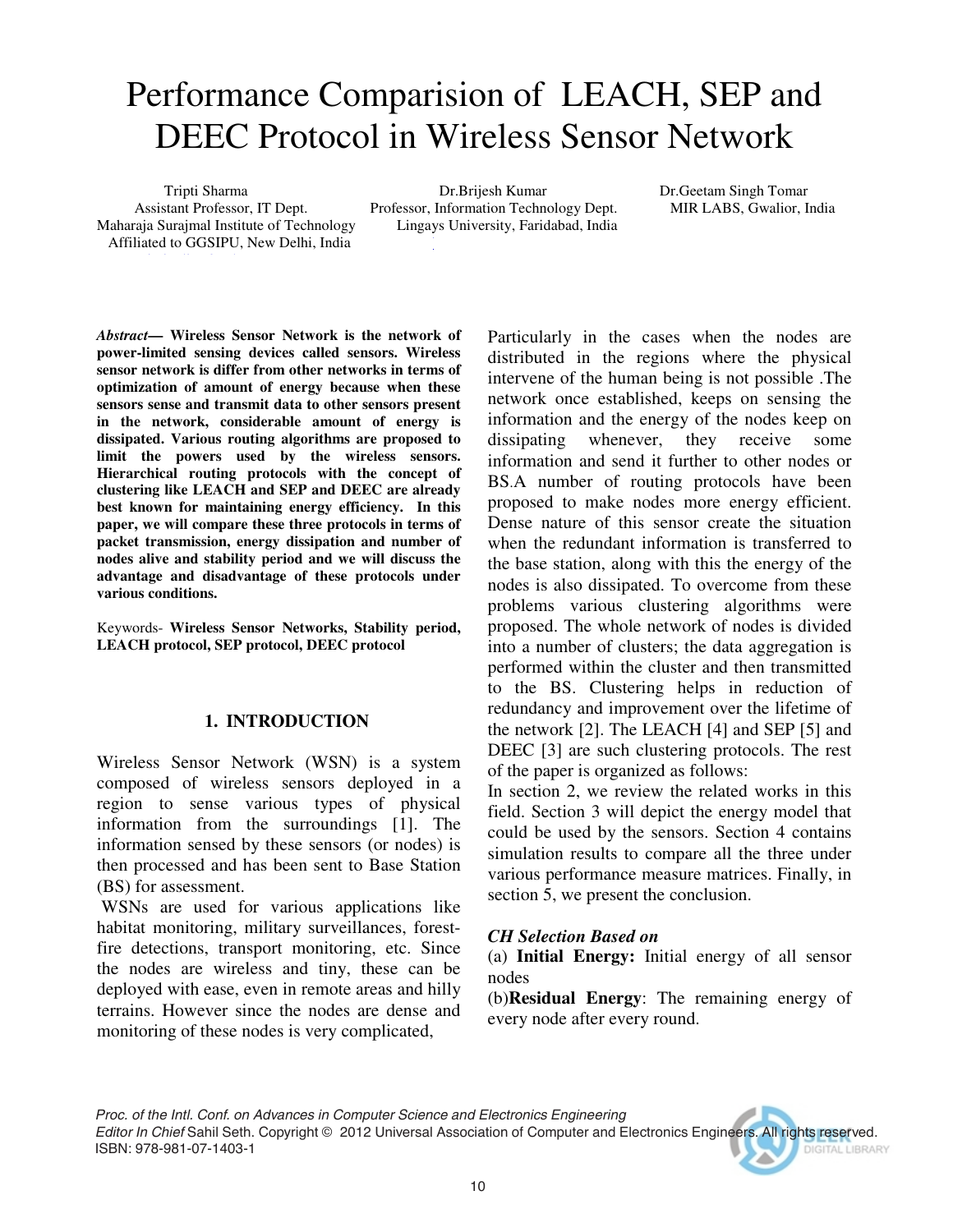# Performance Comparision of LEACH, SEP and DEEC Protocol in Wireless Sensor Network

Tripti Sharma
Assistant Professor, IT Dept.
Maharaja Surajmal Institute of Technology
Affiliated to GGSIPU, New Delhi, India

Dr.Brijesh Kumar
Professor, Information Technology Dept.
Lingays University, Faridabad, India

Dr.Geetam Singh Tomar
MIR LABS, Gwalior, India

***Abstract*— Wireless Sensor Network is the network of power-limited sensing devices called sensors. Wireless sensor network is differ from other networks in terms of optimization of amount of energy because when these sensors sense and transmit data to other sensors present in the network, considerable amount of energy is dissipated. Various routing algorithms are proposed to limit the powers used by the wireless sensors. Hierarchical routing protocols with the concept of clustering like LEACH and SEP and DEEC are already best known for maintaining energy efficiency. In this paper, we will compare these three protocols in terms of packet transmission, energy dissipation and number of nodes alive and stability period and we will discuss the advantage and disadvantage of these protocols under various conditions.**

Keywords- **Wireless Sensor Networks, Stability period, LEACH protocol, SEP protocol, DEEC protocol**

## 1. INTRODUCTION

Wireless Sensor Network (WSN) is a system composed of wireless sensors deployed in a region to sense various types of physical information from the surroundings [1]. The information sensed by these sensors (or nodes) is then processed and has been sent to Base Station (BS) for assessment.

WSNs are used for various applications like habitat monitoring, military surveillances, forest-fire detections, transport monitoring, etc. Since the nodes are wireless and tiny, these can be deployed with ease, even in remote areas and hilly terrains. However since the nodes are dense and monitoring of these nodes is very complicated, Particularly in the cases when the nodes are distributed in the regions where the physical intervene of the human being is not possible .The network once established, keeps on sensing the information and the energy of the nodes keep on dissipating whenever, they receive some information and send it further to other nodes or BS.A number of routing protocols have been proposed to make nodes more energy efficient. Dense nature of this sensor create the situation when the redundant information is transferred to the base station, along with this the energy of the nodes is also dissipated. To overcome from these problems various clustering algorithms were proposed. The whole network of nodes is divided into a number of clusters; the data aggregation is performed within the cluster and then transmitted to the BS. Clustering helps in reduction of redundancy and improvement over the lifetime of the network [2]. The LEACH [4] and SEP [5] and DEEC [3] are such clustering protocols. The rest of the paper is organized as follows:

In section 2, we review the related works in this field. Section 3 will depict the energy model that could be used by the sensors. Section 4 contains simulation results to compare all the three under various performance measure matrices. Finally, in section 5, we present the conclusion.

***CH Selection Based on***

(a) **Initial Energy:** Initial energy of all sensor nodes

(b)**Residual Energy**: The remaining energy of every node after every round.

*Proc. of the Intl. Conf. on Advances in Computer Science and Electronics Engineering*
*Editor In Chief* Sahil Seth. Copyright © 2012 Universal Association of Computer and Electronics Engineers. All rights reserved.
ISBN: 978-981-07-1403-1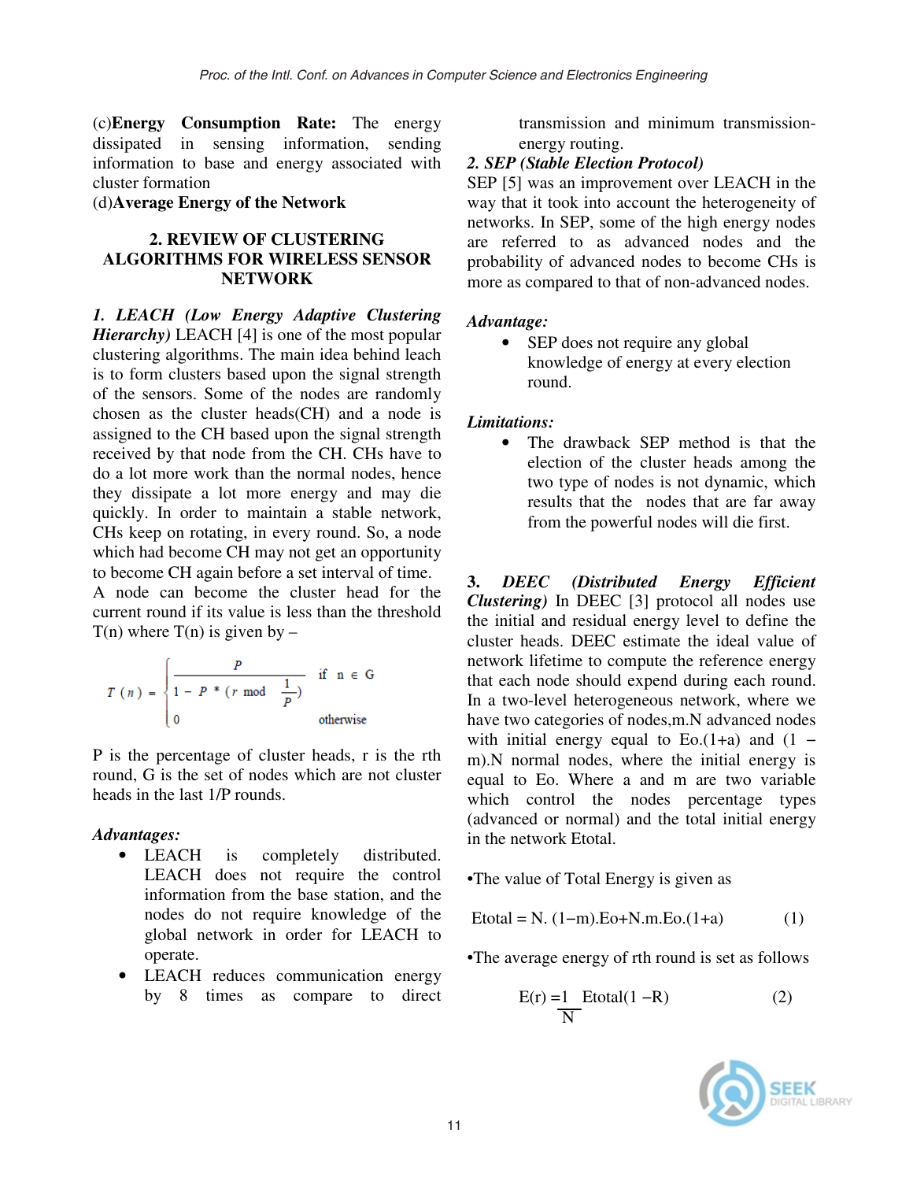(c)**Energy Consumption Rate:** The energy dissipated in sensing information, sending information to base and energy associated with cluster formation

(d)**Average Energy of the Network**

## 2. REVIEW OF CLUSTERING ALGORITHMS FOR WIRELESS SENSOR NETWORK

***1. LEACH (Low Energy Adaptive Clustering Hierarchy)*** LEACH [4] is one of the most popular clustering algorithms. The main idea behind leach is to form clusters based upon the signal strength of the sensors. Some of the nodes are randomly chosen as the cluster heads(CH) and a node is assigned to the CH based upon the signal strength received by that node from the CH. CHs have to do a lot more work than the normal nodes, hence they dissipate a lot more energy and may die quickly. In order to maintain a stable network, CHs keep on rotating, in every round. So, a node which had become CH may not get an opportunity to become CH again before a set interval of time.

A node can become the cluster head for the current round if its value is less than the threshold T(n) where T(n) is given by –

$$T(n) = \begin{cases} \dfrac{P}{1 - P * (r \bmod \frac{1}{P})} & \text{if } n \in G \\ 0 & \text{otherwise} \end{cases}$$

P is the percentage of cluster heads, r is the rth round, G is the set of nodes which are not cluster heads in the last 1/P rounds.

***Advantages:***

- LEACH is completely distributed. LEACH does not require the control information from the base station, and the nodes do not require knowledge of the global network in order for LEACH to operate.
- LEACH reduces communication energy by 8 times as compare to direct transmission and minimum transmission-energy routing.

***2. SEP (Stable Election Protocol)***

SEP [5] was an improvement over LEACH in the way that it took into account the heterogeneity of networks. In SEP, some of the high energy nodes are referred to as advanced nodes and the probability of advanced nodes to become CHs is more as compared to that of non-advanced nodes.

***Advantage:***

- SEP does not require any global knowledge of energy at every election round.

***Limitations:***

- The drawback SEP method is that the election of the cluster heads among the two type of nodes is not dynamic, which results that the nodes that are far away from the powerful nodes will die first.

***3. DEEC (Distributed Energy Efficient Clustering)*** In DEEC [3] protocol all nodes use the initial and residual energy level to define the cluster heads. DEEC estimate the ideal value of network lifetime to compute the reference energy that each node should expend during each round. In a two-level heterogeneous network, where we have two categories of nodes,m.N advanced nodes with initial energy equal to Eo.(1+a) and (1 – m).N normal nodes, where the initial energy is equal to Eo. Where a and m are two variable which control the nodes percentage types (advanced or normal) and the total initial energy in the network Etotal.

•The value of Total Energy is given as

$$E_{total} = N.(1-m).E_o + N.m.E_o.(1+a) \qquad (1)$$

•The average energy of rth round is set as follows

$$E(r) = \frac{1}{N} E_{total}(1 - R) \qquad (2)$$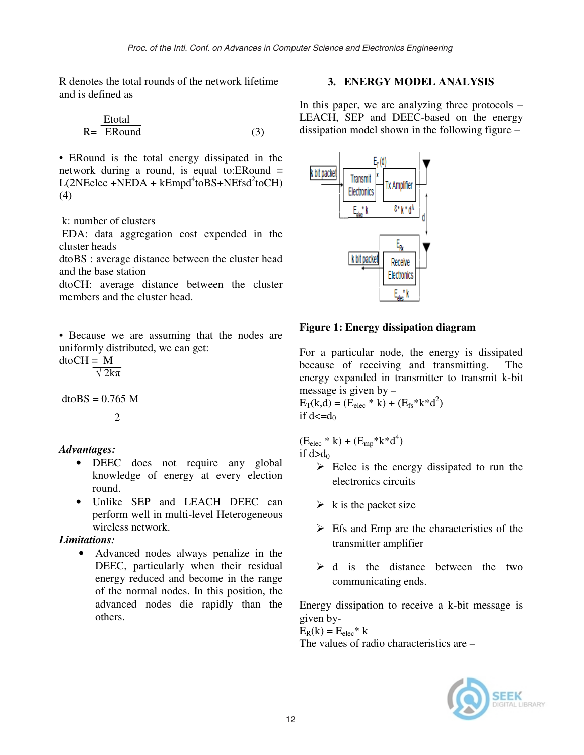R denotes the total rounds of the network lifetime and is defined as

$$R = \frac{Etotal}{ERound} \quad (3)$$

• ERound is the total energy dissipated in the network during a round, is equal to:ERound = L(2NEelec +NEDA + kEmpd$^4$toBS+NEfsd$^2$toCH) (4)

k: number of clusters
EDA: data aggregation cost expended in the cluster heads
dtoBS : average distance between the cluster head and the base station
dtoCH: average distance between the cluster members and the cluster head.

• Because we are assuming that the nodes are uniformly distributed, we can get:

$$dtoCH = \frac{M}{\sqrt{2k\pi}}$$

$$dtoBS = \frac{0.765\ M}{2}$$

***Advantages:***

- DEEC does not require any global knowledge of energy at every election round.
- Unlike SEP and LEACH DEEC can perform well in multi-level Heterogeneous wireless network.

***Limitations:***

- Advanced nodes always penalize in the DEEC, particularly when their residual energy reduced and become in the range of the normal nodes. In this position, the advanced nodes die rapidly than the others.

## 3. ENERGY MODEL ANALYSIS

In this paper, we are analyzing three protocols – LEACH, SEP and DEEC-based on the energy dissipation model shown in the following figure –

**Figure 1: Energy dissipation diagram**

For a particular node, the energy is dissipated because of receiving and transmitting. The energy expanded in transmitter to transmit k-bit message is given by –

$E_T(k,d) = (E_{elec} * k) + (E_{fs}*k*d^2)$
if $d<=d_0$

$(E_{elec} * k) + (E_{mp}*k*d^4)$
if $d>d_0$

- Eelec is the energy dissipated to run the electronics circuits
- k is the packet size
- Efs and Emp are the characteristics of the transmitter amplifier
- d is the distance between the two communicating ends.

Energy dissipation to receive a k-bit message is given by-
$E_R(k) = E_{elec}* k$
The values of radio characteristics are –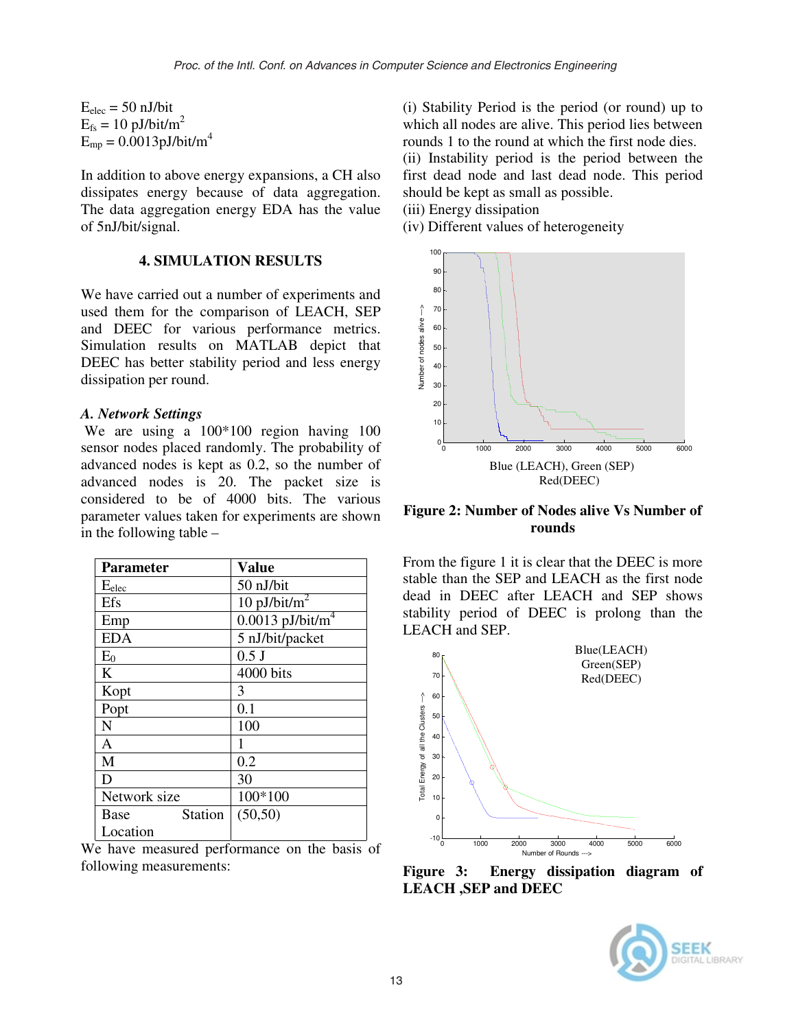$E_{elec}$ = 50 nJ/bit
$E_{fs}$ = 10 pJ/bit/m$^2$
$E_{mp}$ = 0.0013pJ/bit/m$^4$

In addition to above energy expansions, a CH also dissipates energy because of data aggregation. The data aggregation energy EDA has the value of 5nJ/bit/signal.

## 4. SIMULATION RESULTS

We have carried out a number of experiments and used them for the comparison of LEACH, SEP and DEEC for various performance metrics. Simulation results on MATLAB depict that DEEC has better stability period and less energy dissipation per round.

### *A. Network Settings*

We are using a 100*100 region having 100 sensor nodes placed randomly. The probability of advanced nodes is kept as 0.2, so the number of advanced nodes is 20. The packet size is considered to be of 4000 bits. The various parameter values taken for experiments are shown in the following table –

| Parameter | Value |
|---|---|
| $E_{elec}$ | 50 nJ/bit |
| Efs | 10 pJ/bit/m$^2$ |
| Emp | 0.0013 pJ/bit/m$^4$ |
| EDA | 5 nJ/bit/packet |
| $E_0$ | 0.5 J |
| K | 4000 bits |
| Kopt | 3 |
| Popt | 0.1 |
| N | 100 |
| A | 1 |
| M | 0.2 |
| D | 30 |
| Network size | 100*100 |
| Base Station Location | (50,50) |

We have measured performance on the basis of following measurements:

(i) Stability Period is the period (or round) up to which all nodes are alive. This period lies between rounds 1 to the round at which the first node dies.
(ii) Instability period is the period between the first dead node and last dead node. This period should be kept as small as possible.
(iii) Energy dissipation
(iv) Different values of heterogeneity

Blue (LEACH), Green (SEP) Red(DEEC)

**Figure 2: Number of Nodes alive Vs Number of rounds**

From the figure 1 it is clear that the DEEC is more stable than the SEP and LEACH as the first node dead in DEEC after LEACH and SEP shows stability period of DEEC is prolong than the LEACH and SEP.

Blue(LEACH) Green(SEP) Red(DEEC)

**Figure 3: Energy dissipation diagram of LEACH ,SEP and DEEC**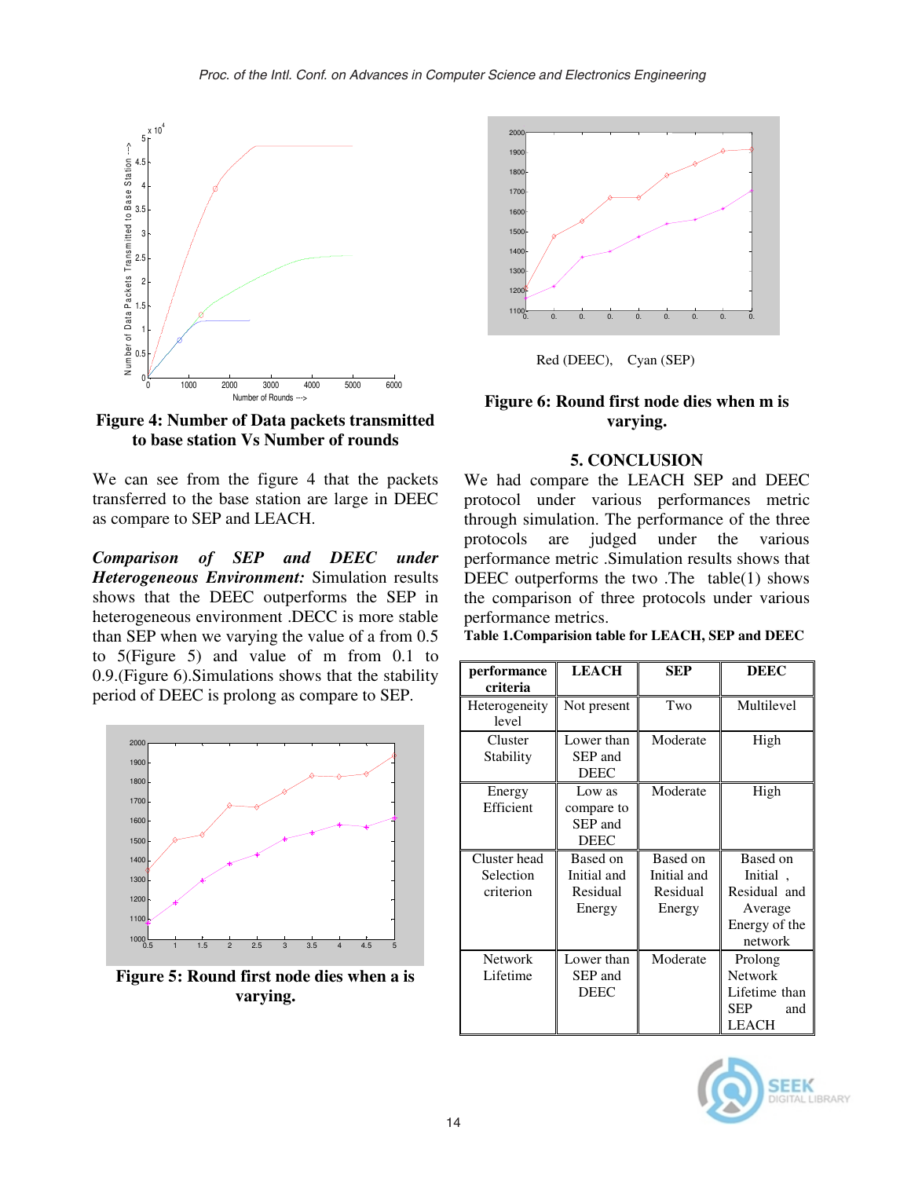**Figure 4: Number of Data packets transmitted to base station Vs Number of rounds**

We can see from the figure 4 that the packets transferred to the base station are large in DEEC as compare to SEP and LEACH.

***Comparison of SEP and DEEC under Heterogeneous Environment:*** Simulation results shows that the DEEC outperforms the SEP in heterogeneous environment .DECC is more stable than SEP when we varying the value of a from 0.5 to 5(Figure 5) and value of m from 0.1 to 0.9.(Figure 6).Simulations shows that the stability period of DEEC is prolong as compare to SEP.

**Figure 5: Round first node dies when a is varying.**

Red (DEEC), Cyan (SEP)

**Figure 6: Round first node dies when m is varying.**

## 5. CONCLUSION

We had compare the LEACH SEP and DEEC protocol under various performances metric through simulation. The performance of the three protocols are judged under the various performance metric .Simulation results shows that DEEC outperforms the two .The table(1) shows the comparison of three protocols under various performance metrics.

**Table 1.Comparision table for LEACH, SEP and DEEC**

| performance criteria | LEACH | SEP | DEEC |
|---|---|---|---|
| Heterogeneity level | Not present | Two | Multilevel |
| Cluster Stability | Lower than SEP and DEEC | Moderate | High |
| Energy Efficient | Low as compare to SEP and DEEC | Moderate | High |
| Cluster head Selection criterion | Based on Initial and Residual Energy | Based on Initial and Residual Energy | Based on Initial , Residual and Average Energy of the network |
| Network Lifetime | Lower than SEP and DEEC | Moderate | Prolong Network Lifetime than SEP and LEACH |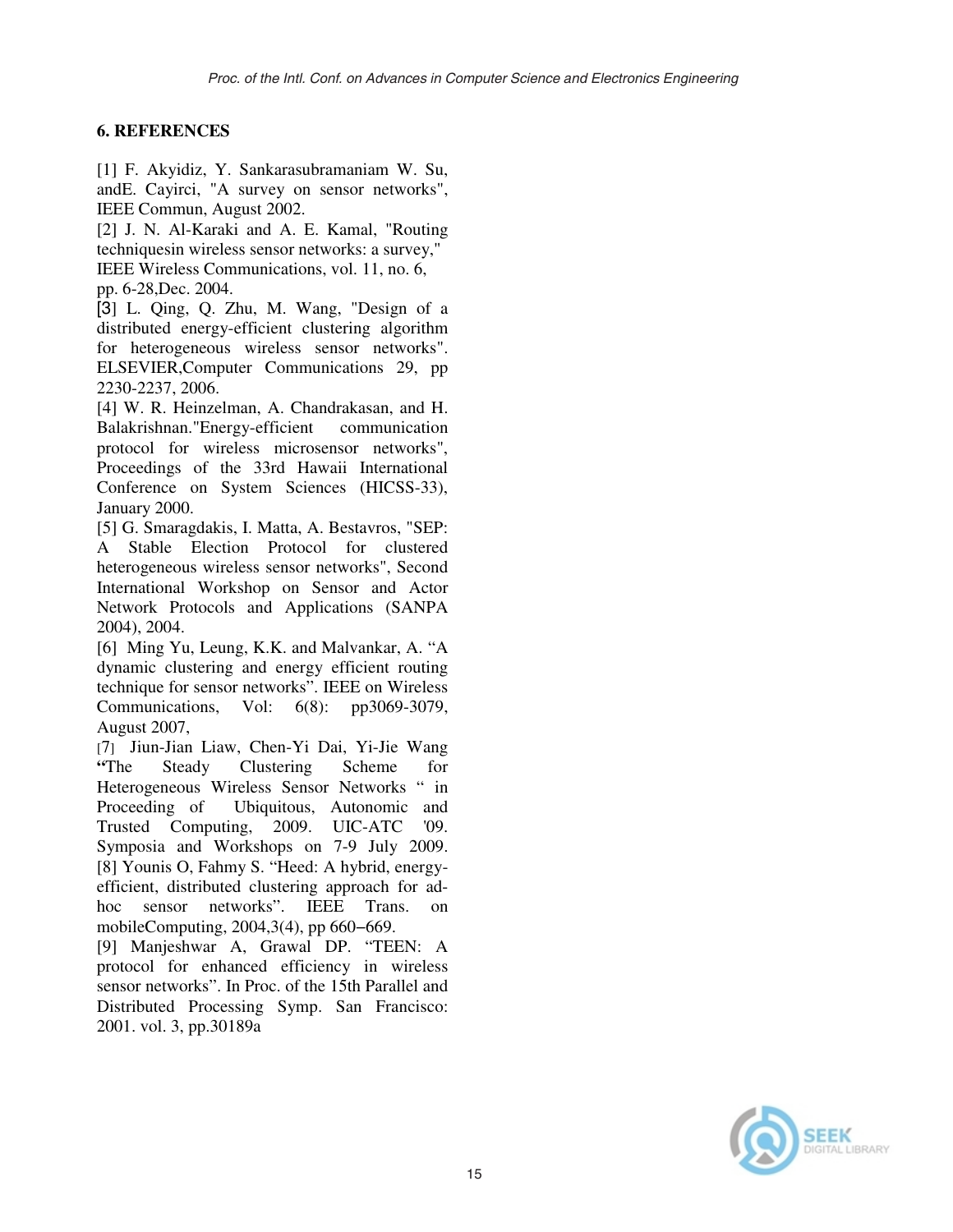## 6. REFERENCES

[1] F. Akyidiz, Y. Sankarasubramaniam W. Su, andE. Cayirci, "A survey on sensor networks", IEEE Commun, August 2002.

[2] J. N. Al-Karaki and A. E. Kamal, "Routing techniquesin wireless sensor networks: a survey," IEEE Wireless Communications, vol. 11, no. 6, pp. 6-28,Dec. 2004.

[3] L. Qing, Q. Zhu, M. Wang, "Design of a distributed energy-efficient clustering algorithm for heterogeneous wireless sensor networks". ELSEVIER,Computer Communications 29, pp 2230-2237, 2006.

[4] W. R. Heinzelman, A. Chandrakasan, and H. Balakrishnan."Energy-efficient communication protocol for wireless microsensor networks", Proceedings of the 33rd Hawaii International Conference on System Sciences (HICSS-33), January 2000.

[5] G. Smaragdakis, I. Matta, A. Bestavros, "SEP: A Stable Election Protocol for clustered heterogeneous wireless sensor networks", Second International Workshop on Sensor and Actor Network Protocols and Applications (SANPA 2004), 2004.

[6] Ming Yu, Leung, K.K. and Malvankar, A. "A dynamic clustering and energy efficient routing technique for sensor networks". IEEE on Wireless Communications, Vol: 6(8): pp3069-3079, August 2007,

[7] Jiun-Jian Liaw, Chen-Yi Dai, Yi-Jie Wang "The Steady Clustering Scheme for Heterogeneous Wireless Sensor Networks " in Proceeding of Ubiquitous, Autonomic and Trusted Computing, 2009. UIC-ATC '09. Symposia and Workshops on 7-9 July 2009.

[8] Younis O, Fahmy S. "Heed: A hybrid, energy-efficient, distributed clustering approach for ad-hoc sensor networks". IEEE Trans. on mobileComputing, 2004,3(4), pp 660–669.

[9] Manjeshwar A, Grawal DP. "TEEN: A protocol for enhanced efficiency in wireless sensor networks". In Proc. of the 15th Parallel and Distributed Processing Symp. San Francisco: 2001. vol. 3, pp.30189a